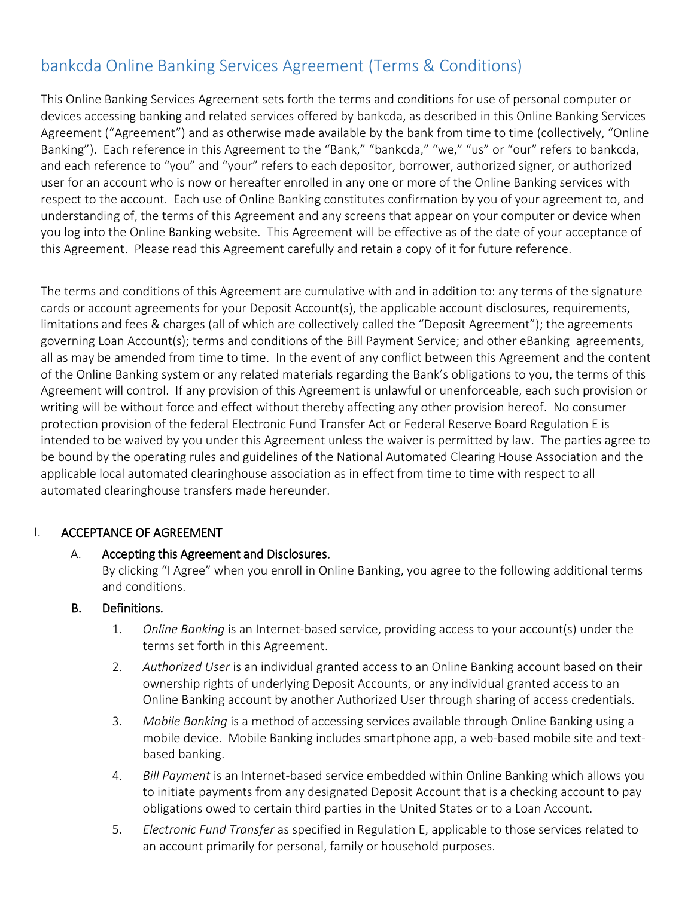# bankcda Online Banking Services Agreement (Terms & Conditions)

This Online Banking Services Agreement sets forth the terms and conditions for use of personal computer or devices accessing banking and related services offered by bankcda, as described in this Online Banking Services Agreement ("Agreement") and as otherwise made available by the bank from time to time (collectively, "Online Banking"). Each reference in this Agreement to the "Bank," "bankcda," "we," "us" or "our" refers to bankcda, and each reference to "you" and "your" refers to each depositor, borrower, authorized signer, or authorized user for an account who is now or hereafter enrolled in any one or more of the Online Banking services with respect to the account. Each use of Online Banking constitutes confirmation by you of your agreement to, and understanding of, the terms of this Agreement and any screens that appear on your computer or device when you log into the Online Banking website. This Agreement will be effective as of the date of your acceptance of this Agreement. Please read this Agreement carefully and retain a copy of it for future reference.

The terms and conditions of this Agreement are cumulative with and in addition to: any terms of the signature cards or account agreements for your Deposit Account(s), the applicable account disclosures, requirements, limitations and fees & charges (all of which are collectively called the "Deposit Agreement"); the agreements governing Loan Account(s); terms and conditions of the Bill Payment Service; and other eBanking agreements, all as may be amended from time to time. In the event of any conflict between this Agreement and the content of the Online Banking system or any related materials regarding the Bank's obligations to you, the terms of this Agreement will control. If any provision of this Agreement is unlawful or unenforceable, each such provision or writing will be without force and effect without thereby affecting any other provision hereof. No consumer protection provision of the federal Electronic Fund Transfer Act or Federal Reserve Board Regulation E is intended to be waived by you under this Agreement unless the waiver is permitted by law. The parties agree to be bound by the operating rules and guidelines of the National Automated Clearing House Association and the applicable local automated clearinghouse association as in effect from time to time with respect to all automated clearinghouse transfers made hereunder.

## I. ACCEPTANCE OF AGREEMENT

### A. Accepting this Agreement and Disclosures.

By clicking "I Agree" when you enroll in Online Banking, you agree to the following additional terms and conditions.

### B. Definitions.

1. *Online Banking* is an Internet-based service, providing access to your account(s) under the terms set forth in this Agreement.
2. *Authorized User* is an individual granted access to an Online Banking account based on their ownership rights of underlying Deposit Accounts, or any individual granted access to an Online Banking account by another Authorized User through sharing of access credentials.
3. *Mobile Banking* is a method of accessing services available through Online Banking using a mobile device. Mobile Banking includes smartphone app, a web-based mobile site and text-based banking.
4. *Bill Payment* is an Internet-based service embedded within Online Banking which allows you to initiate payments from any designated Deposit Account that is a checking account to pay obligations owed to certain third parties in the United States or to a Loan Account.
5. *Electronic Fund Transfer* as specified in Regulation E, applicable to those services related to an account primarily for personal, family or household purposes.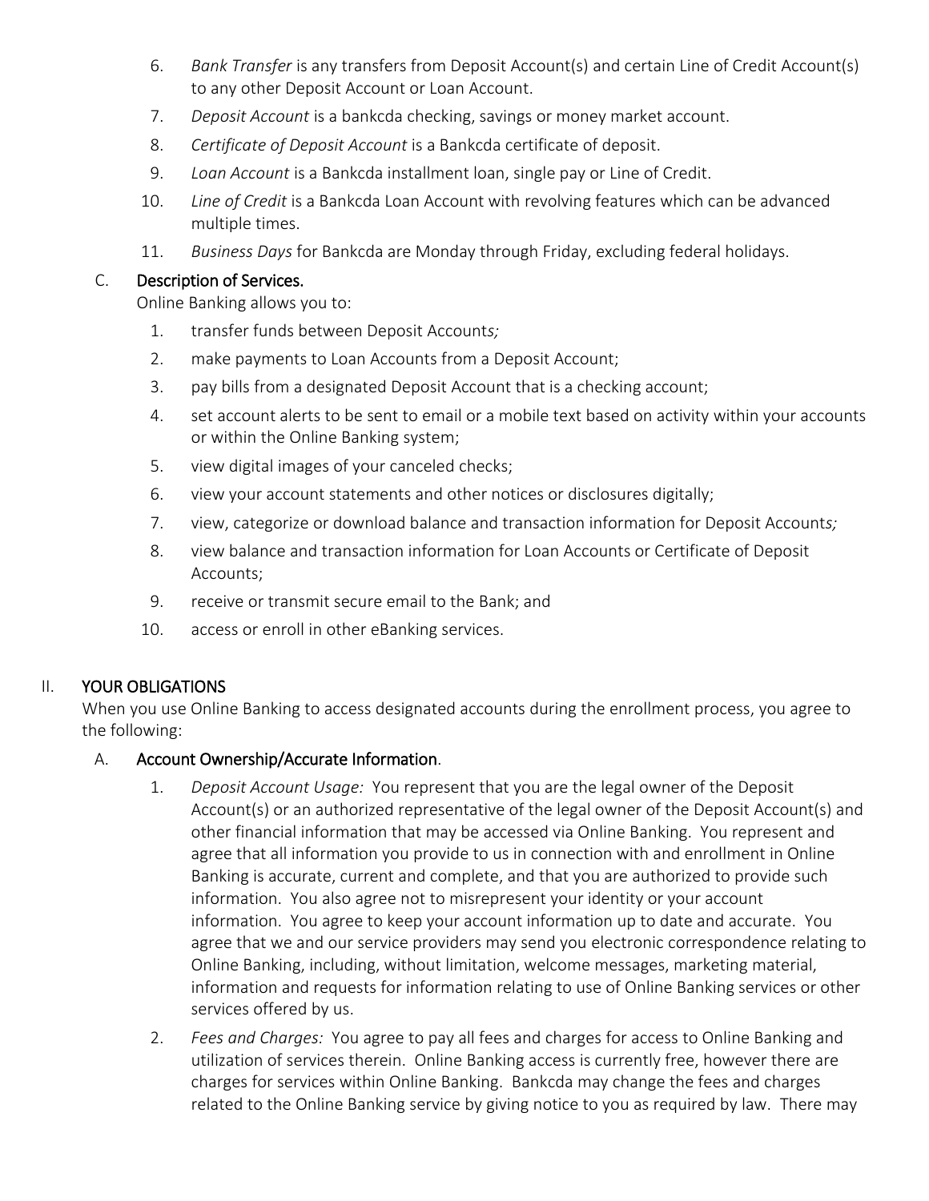6. *Bank Transfer* is any transfers from Deposit Account(s) and certain Line of Credit Account(s) to any other Deposit Account or Loan Account.
7. *Deposit Account* is a bankcda checking, savings or money market account.
8. *Certificate of Deposit Account* is a Bankcda certificate of deposit.
9. *Loan Account* is a Bankcda installment loan, single pay or Line of Credit.
10. *Line of Credit* is a Bankcda Loan Account with revolving features which can be advanced multiple times.
11. *Business Days* for Bankcda are Monday through Friday, excluding federal holidays.

### C. Description of Services.

Online Banking allows you to:

1. transfer funds between Deposit Account*s;*
2. make payments to Loan Accounts from a Deposit Account;
3. pay bills from a designated Deposit Account that is a checking account;
4. set account alerts to be sent to email or a mobile text based on activity within your accounts or within the Online Banking system;
5. view digital images of your canceled checks;
6. view your account statements and other notices or disclosures digitally;
7. view, categorize or download balance and transaction information for Deposit Account*s;*
8. view balance and transaction information for Loan Accounts or Certificate of Deposit Accounts;
9. receive or transmit secure email to the Bank; and
10. access or enroll in other eBanking services.

## II. YOUR OBLIGATIONS

When you use Online Banking to access designated accounts during the enrollment process, you agree to the following:

### A. Account Ownership/Accurate Information.

1. *Deposit Account Usage:* You represent that you are the legal owner of the Deposit Account(s) or an authorized representative of the legal owner of the Deposit Account(s) and other financial information that may be accessed via Online Banking. You represent and agree that all information you provide to us in connection with and enrollment in Online Banking is accurate, current and complete, and that you are authorized to provide such information. You also agree not to misrepresent your identity or your account information. You agree to keep your account information up to date and accurate. You agree that we and our service providers may send you electronic correspondence relating to Online Banking, including, without limitation, welcome messages, marketing material, information and requests for information relating to use of Online Banking services or other services offered by us.
2. *Fees and Charges:* You agree to pay all fees and charges for access to Online Banking and utilization of services therein. Online Banking access is currently free, however there are charges for services within Online Banking. Bankcda may change the fees and charges related to the Online Banking service by giving notice to you as required by law. There may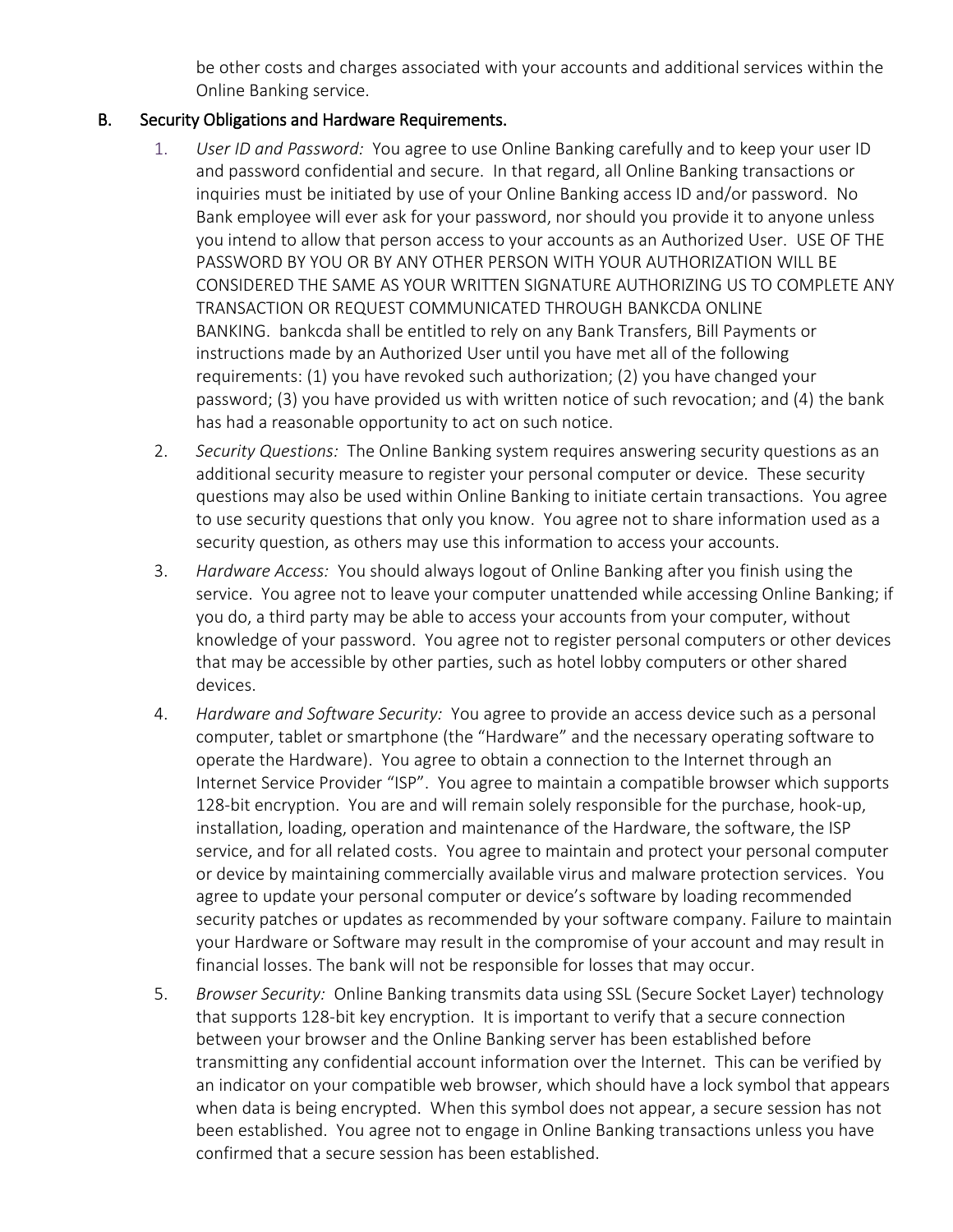be other costs and charges associated with your accounts and additional services within the Online Banking service.

## B. Security Obligations and Hardware Requirements.

1. *User ID and Password:* You agree to use Online Banking carefully and to keep your user ID and password confidential and secure. In that regard, all Online Banking transactions or inquiries must be initiated by use of your Online Banking access ID and/or password. No Bank employee will ever ask for your password, nor should you provide it to anyone unless you intend to allow that person access to your accounts as an Authorized User. USE OF THE PASSWORD BY YOU OR BY ANY OTHER PERSON WITH YOUR AUTHORIZATION WILL BE CONSIDERED THE SAME AS YOUR WRITTEN SIGNATURE AUTHORIZING US TO COMPLETE ANY TRANSACTION OR REQUEST COMMUNICATED THROUGH BANKCDA ONLINE BANKING. bankcda shall be entitled to rely on any Bank Transfers, Bill Payments or instructions made by an Authorized User until you have met all of the following requirements: (1) you have revoked such authorization; (2) you have changed your password; (3) you have provided us with written notice of such revocation; and (4) the bank has had a reasonable opportunity to act on such notice.

2. *Security Questions:* The Online Banking system requires answering security questions as an additional security measure to register your personal computer or device. These security questions may also be used within Online Banking to initiate certain transactions. You agree to use security questions that only you know. You agree not to share information used as a security question, as others may use this information to access your accounts.

3. *Hardware Access:* You should always logout of Online Banking after you finish using the service. You agree not to leave your computer unattended while accessing Online Banking; if you do, a third party may be able to access your accounts from your computer, without knowledge of your password. You agree not to register personal computers or other devices that may be accessible by other parties, such as hotel lobby computers or other shared devices.

4. *Hardware and Software Security:* You agree to provide an access device such as a personal computer, tablet or smartphone (the "Hardware" and the necessary operating software to operate the Hardware). You agree to obtain a connection to the Internet through an Internet Service Provider "ISP". You agree to maintain a compatible browser which supports 128-bit encryption. You are and will remain solely responsible for the purchase, hook-up, installation, loading, operation and maintenance of the Hardware, the software, the ISP service, and for all related costs. You agree to maintain and protect your personal computer or device by maintaining commercially available virus and malware protection services. You agree to update your personal computer or device's software by loading recommended security patches or updates as recommended by your software company. Failure to maintain your Hardware or Software may result in the compromise of your account and may result in financial losses. The bank will not be responsible for losses that may occur.

5. *Browser Security:* Online Banking transmits data using SSL (Secure Socket Layer) technology that supports 128-bit key encryption. It is important to verify that a secure connection between your browser and the Online Banking server has been established before transmitting any confidential account information over the Internet. This can be verified by an indicator on your compatible web browser, which should have a lock symbol that appears when data is being encrypted. When this symbol does not appear, a secure session has not been established. You agree not to engage in Online Banking transactions unless you have confirmed that a secure session has been established.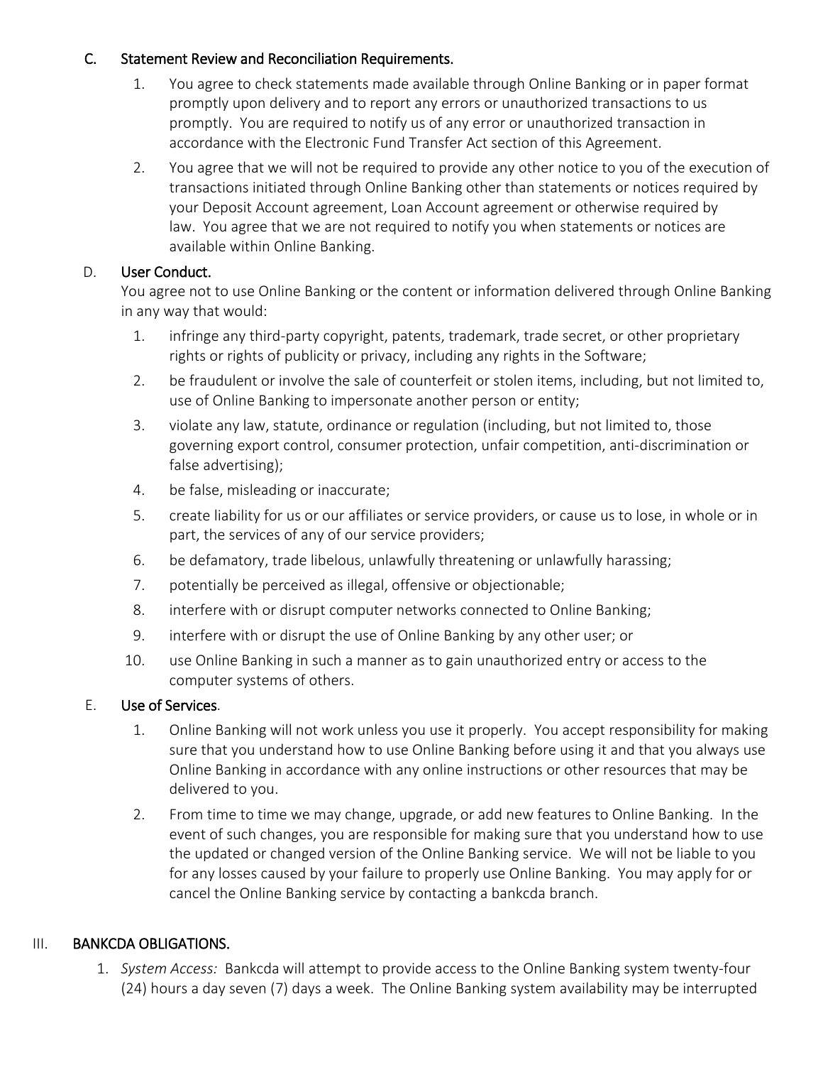### C. Statement Review and Reconciliation Requirements.

1. You agree to check statements made available through Online Banking or in paper format promptly upon delivery and to report any errors or unauthorized transactions to us promptly. You are required to notify us of any error or unauthorized transaction in accordance with the Electronic Fund Transfer Act section of this Agreement.
2. You agree that we will not be required to provide any other notice to you of the execution of transactions initiated through Online Banking other than statements or notices required by your Deposit Account agreement, Loan Account agreement or otherwise required by law. You agree that we are not required to notify you when statements or notices are available within Online Banking.

### D. User Conduct.

You agree not to use Online Banking or the content or information delivered through Online Banking in any way that would:

1. infringe any third-party copyright, patents, trademark, trade secret, or other proprietary rights or rights of publicity or privacy, including any rights in the Software;
2. be fraudulent or involve the sale of counterfeit or stolen items, including, but not limited to, use of Online Banking to impersonate another person or entity;
3. violate any law, statute, ordinance or regulation (including, but not limited to, those governing export control, consumer protection, unfair competition, anti-discrimination or false advertising);
4. be false, misleading or inaccurate;
5. create liability for us or our affiliates or service providers, or cause us to lose, in whole or in part, the services of any of our service providers;
6. be defamatory, trade libelous, unlawfully threatening or unlawfully harassing;
7. potentially be perceived as illegal, offensive or objectionable;
8. interfere with or disrupt computer networks connected to Online Banking;
9. interfere with or disrupt the use of Online Banking by any other user; or
10. use Online Banking in such a manner as to gain unauthorized entry or access to the computer systems of others.

### E. Use of Services.

1. Online Banking will not work unless you use it properly. You accept responsibility for making sure that you understand how to use Online Banking before using it and that you always use Online Banking in accordance with any online instructions or other resources that may be delivered to you.
2. From time to time we may change, upgrade, or add new features to Online Banking. In the event of such changes, you are responsible for making sure that you understand how to use the updated or changed version of the Online Banking service. We will not be liable to you for any losses caused by your failure to properly use Online Banking. You may apply for or cancel the Online Banking service by contacting a bankcda branch.

## III. BANKCDA OBLIGATIONS.

1. *System Access:* Bankcda will attempt to provide access to the Online Banking system twenty-four (24) hours a day seven (7) days a week. The Online Banking system availability may be interrupted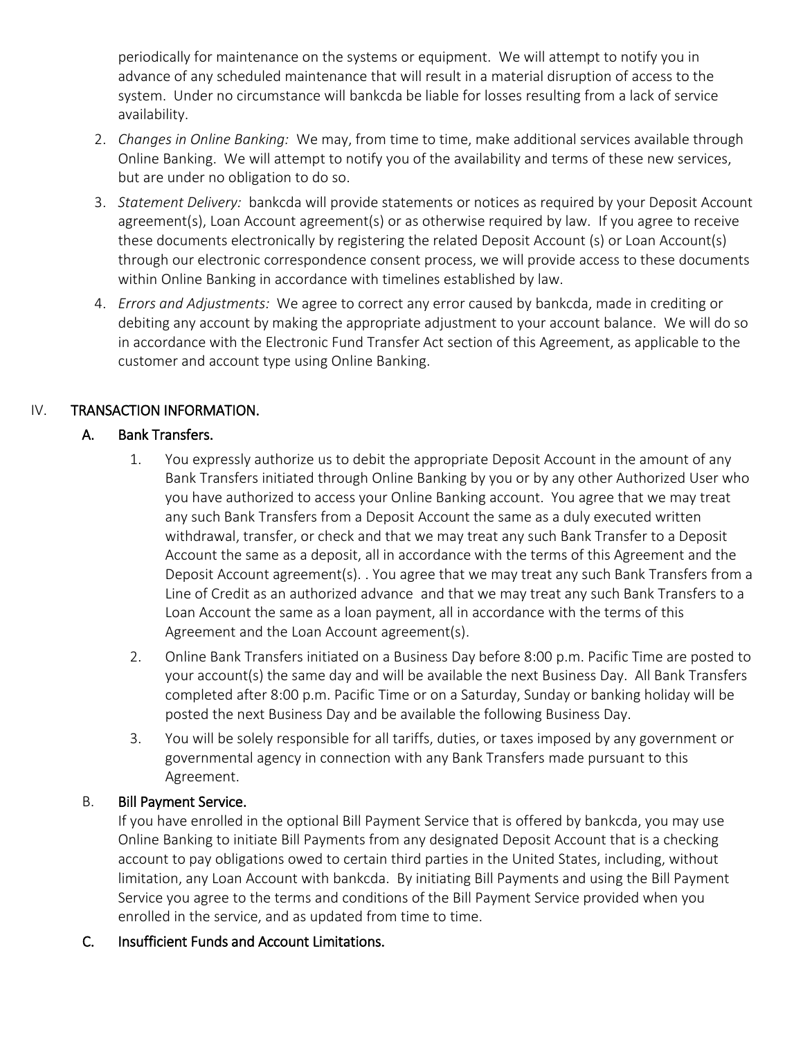periodically for maintenance on the systems or equipment. We will attempt to notify you in advance of any scheduled maintenance that will result in a material disruption of access to the system. Under no circumstance will bankcda be liable for losses resulting from a lack of service availability.

2. *Changes in Online Banking:* We may, from time to time, make additional services available through Online Banking. We will attempt to notify you of the availability and terms of these new services, but are under no obligation to do so.
3. *Statement Delivery:* bankcda will provide statements or notices as required by your Deposit Account agreement(s), Loan Account agreement(s) or as otherwise required by law. If you agree to receive these documents electronically by registering the related Deposit Account (s) or Loan Account(s) through our electronic correspondence consent process, we will provide access to these documents within Online Banking in accordance with timelines established by law.
4. *Errors and Adjustments:* We agree to correct any error caused by bankcda, made in crediting or debiting any account by making the appropriate adjustment to your account balance. We will do so in accordance with the Electronic Fund Transfer Act section of this Agreement, as applicable to the customer and account type using Online Banking.

## IV. TRANSACTION INFORMATION.

### A. Bank Transfers.

1. You expressly authorize us to debit the appropriate Deposit Account in the amount of any Bank Transfers initiated through Online Banking by you or by any other Authorized User who you have authorized to access your Online Banking account. You agree that we may treat any such Bank Transfers from a Deposit Account the same as a duly executed written withdrawal, transfer, or check and that we may treat any such Bank Transfer to a Deposit Account the same as a deposit, all in accordance with the terms of this Agreement and the Deposit Account agreement(s). . You agree that we may treat any such Bank Transfers from a Line of Credit as an authorized advance and that we may treat any such Bank Transfers to a Loan Account the same as a loan payment, all in accordance with the terms of this Agreement and the Loan Account agreement(s).
2. Online Bank Transfers initiated on a Business Day before 8:00 p.m. Pacific Time are posted to your account(s) the same day and will be available the next Business Day. All Bank Transfers completed after 8:00 p.m. Pacific Time or on a Saturday, Sunday or banking holiday will be posted the next Business Day and be available the following Business Day.
3. You will be solely responsible for all tariffs, duties, or taxes imposed by any government or governmental agency in connection with any Bank Transfers made pursuant to this Agreement.

### B. Bill Payment Service.

If you have enrolled in the optional Bill Payment Service that is offered by bankcda, you may use Online Banking to initiate Bill Payments from any designated Deposit Account that is a checking account to pay obligations owed to certain third parties in the United States, including, without limitation, any Loan Account with bankcda. By initiating Bill Payments and using the Bill Payment Service you agree to the terms and conditions of the Bill Payment Service provided when you enrolled in the service, and as updated from time to time.

### C. Insufficient Funds and Account Limitations.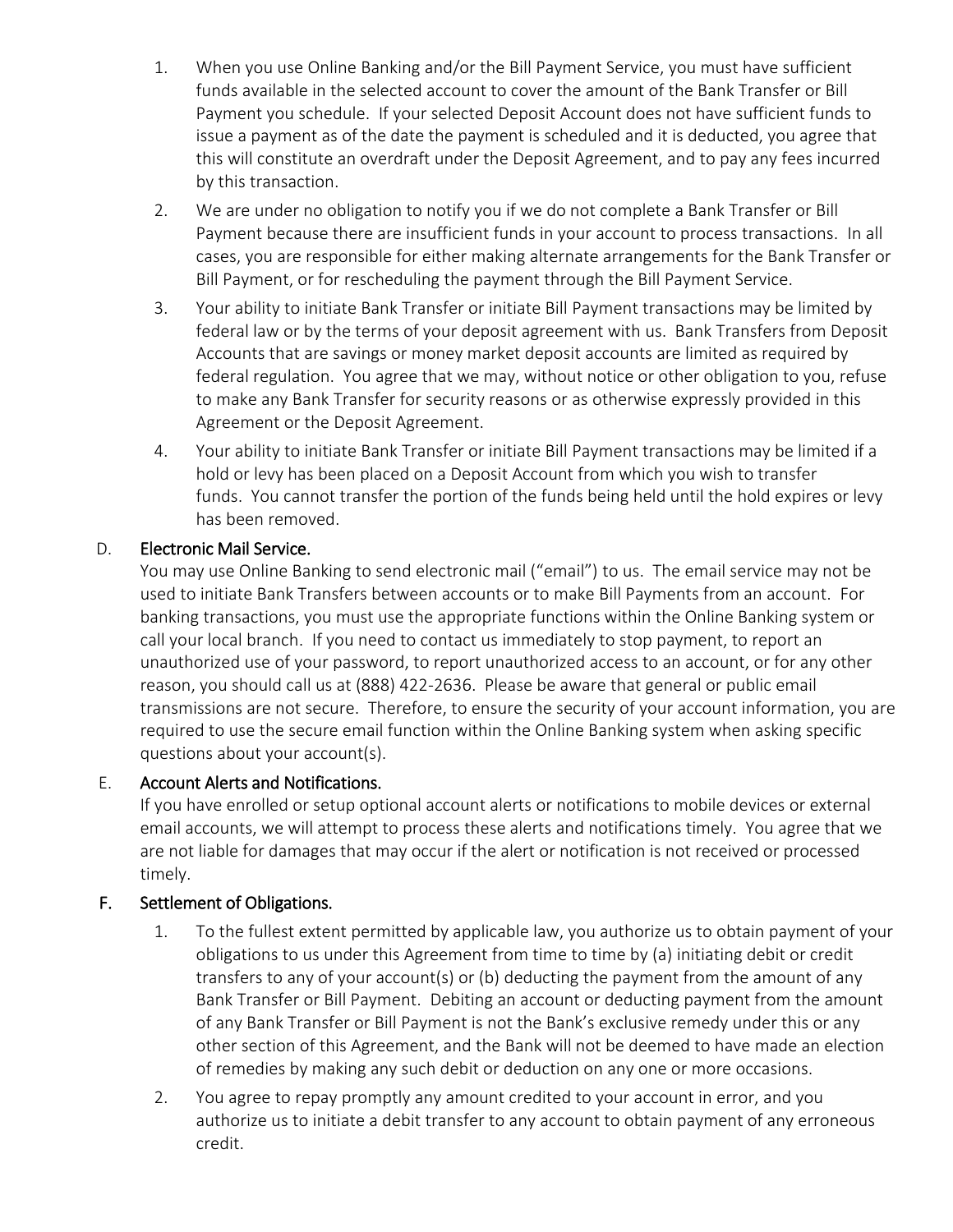1. When you use Online Banking and/or the Bill Payment Service, you must have sufficient funds available in the selected account to cover the amount of the Bank Transfer or Bill Payment you schedule. If your selected Deposit Account does not have sufficient funds to issue a payment as of the date the payment is scheduled and it is deducted, you agree that this will constitute an overdraft under the Deposit Agreement, and to pay any fees incurred by this transaction.
2. We are under no obligation to notify you if we do not complete a Bank Transfer or Bill Payment because there are insufficient funds in your account to process transactions. In all cases, you are responsible for either making alternate arrangements for the Bank Transfer or Bill Payment, or for rescheduling the payment through the Bill Payment Service.
3. Your ability to initiate Bank Transfer or initiate Bill Payment transactions may be limited by federal law or by the terms of your deposit agreement with us. Bank Transfers from Deposit Accounts that are savings or money market deposit accounts are limited as required by federal regulation. You agree that we may, without notice or other obligation to you, refuse to make any Bank Transfer for security reasons or as otherwise expressly provided in this Agreement or the Deposit Agreement.
4. Your ability to initiate Bank Transfer or initiate Bill Payment transactions may be limited if a hold or levy has been placed on a Deposit Account from which you wish to transfer funds. You cannot transfer the portion of the funds being held until the hold expires or levy has been removed.

D. **Electronic Mail Service.**
You may use Online Banking to send electronic mail ("email") to us. The email service may not be used to initiate Bank Transfers between accounts or to make Bill Payments from an account. For banking transactions, you must use the appropriate functions within the Online Banking system or call your local branch. If you need to contact us immediately to stop payment, to report an unauthorized use of your password, to report unauthorized access to an account, or for any other reason, you should call us at (888) 422-2636. Please be aware that general or public email transmissions are not secure. Therefore, to ensure the security of your account information, you are required to use the secure email function within the Online Banking system when asking specific questions about your account(s).

E. **Account Alerts and Notifications.**
If you have enrolled or setup optional account alerts or notifications to mobile devices or external email accounts, we will attempt to process these alerts and notifications timely. You agree that we are not liable for damages that may occur if the alert or notification is not received or processed timely.

F. **Settlement of Obligations.**

1. To the fullest extent permitted by applicable law, you authorize us to obtain payment of your obligations to us under this Agreement from time to time by (a) initiating debit or credit transfers to any of your account(s) or (b) deducting the payment from the amount of any Bank Transfer or Bill Payment. Debiting an account or deducting payment from the amount of any Bank Transfer or Bill Payment is not the Bank's exclusive remedy under this or any other section of this Agreement, and the Bank will not be deemed to have made an election of remedies by making any such debit or deduction on any one or more occasions.
2. You agree to repay promptly any amount credited to your account in error, and you authorize us to initiate a debit transfer to any account to obtain payment of any erroneous credit.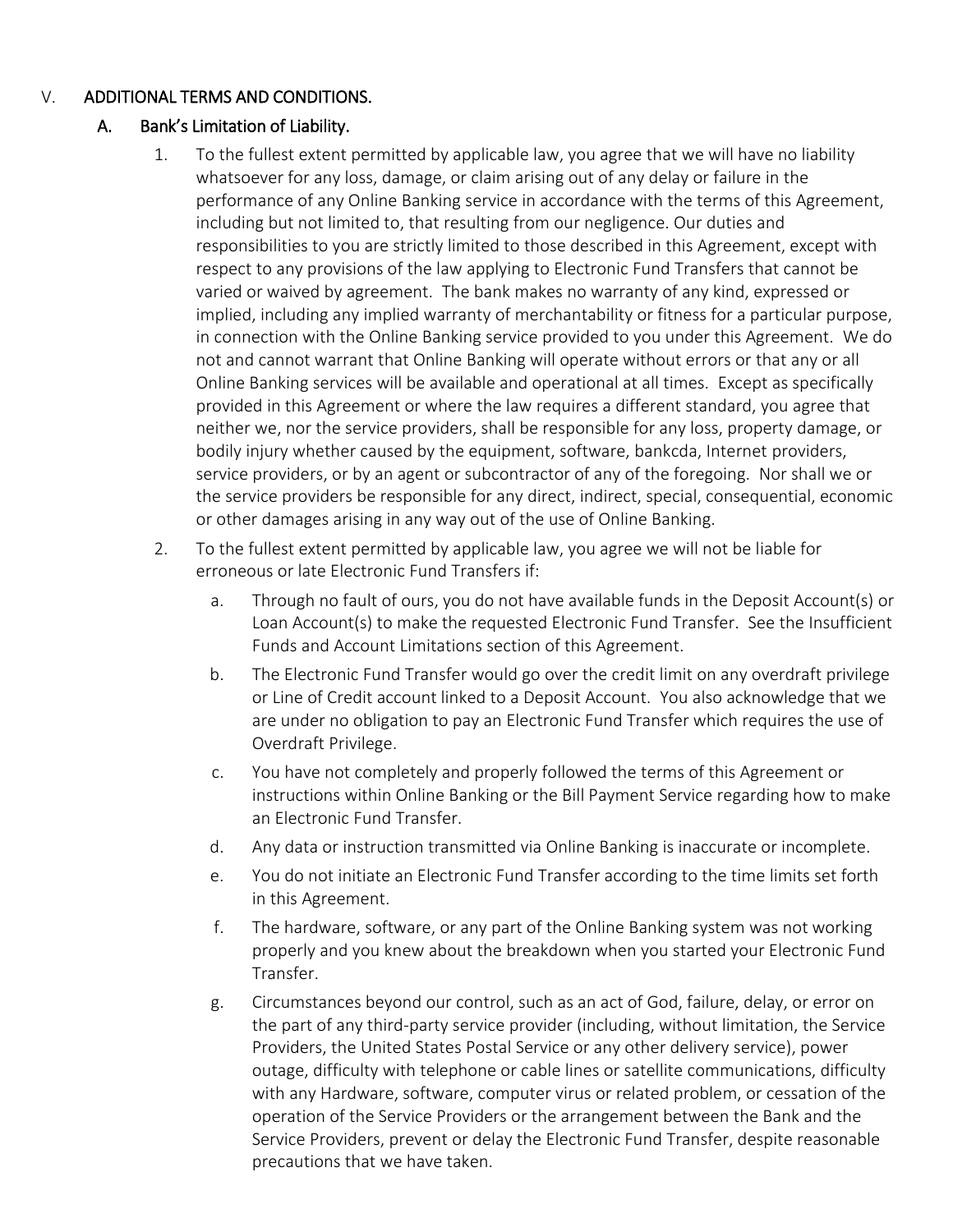## V. ADDITIONAL TERMS AND CONDITIONS.

### A. Bank's Limitation of Liability.

1. To the fullest extent permitted by applicable law, you agree that we will have no liability whatsoever for any loss, damage, or claim arising out of any delay or failure in the performance of any Online Banking service in accordance with the terms of this Agreement, including but not limited to, that resulting from our negligence. Our duties and responsibilities to you are strictly limited to those described in this Agreement, except with respect to any provisions of the law applying to Electronic Fund Transfers that cannot be varied or waived by agreement. The bank makes no warranty of any kind, expressed or implied, including any implied warranty of merchantability or fitness for a particular purpose, in connection with the Online Banking service provided to you under this Agreement. We do not and cannot warrant that Online Banking will operate without errors or that any or all Online Banking services will be available and operational at all times. Except as specifically provided in this Agreement or where the law requires a different standard, you agree that neither we, nor the service providers, shall be responsible for any loss, property damage, or bodily injury whether caused by the equipment, software, bankcda, Internet providers, service providers, or by an agent or subcontractor of any of the foregoing. Nor shall we or the service providers be responsible for any direct, indirect, special, consequential, economic or other damages arising in any way out of the use of Online Banking.
2. To the fullest extent permitted by applicable law, you agree we will not be liable for erroneous or late Electronic Fund Transfers if:
   a. Through no fault of ours, you do not have available funds in the Deposit Account(s) or Loan Account(s) to make the requested Electronic Fund Transfer. See the Insufficient Funds and Account Limitations section of this Agreement.
   b. The Electronic Fund Transfer would go over the credit limit on any overdraft privilege or Line of Credit account linked to a Deposit Account. You also acknowledge that we are under no obligation to pay an Electronic Fund Transfer which requires the use of Overdraft Privilege.
   c. You have not completely and properly followed the terms of this Agreement or instructions within Online Banking or the Bill Payment Service regarding how to make an Electronic Fund Transfer.
   d. Any data or instruction transmitted via Online Banking is inaccurate or incomplete.
   e. You do not initiate an Electronic Fund Transfer according to the time limits set forth in this Agreement.
   f. The hardware, software, or any part of the Online Banking system was not working properly and you knew about the breakdown when you started your Electronic Fund Transfer.
   g. Circumstances beyond our control, such as an act of God, failure, delay, or error on the part of any third-party service provider (including, without limitation, the Service Providers, the United States Postal Service or any other delivery service), power outage, difficulty with telephone or cable lines or satellite communications, difficulty with any Hardware, software, computer virus or related problem, or cessation of the operation of the Service Providers or the arrangement between the Bank and the Service Providers, prevent or delay the Electronic Fund Transfer, despite reasonable precautions that we have taken.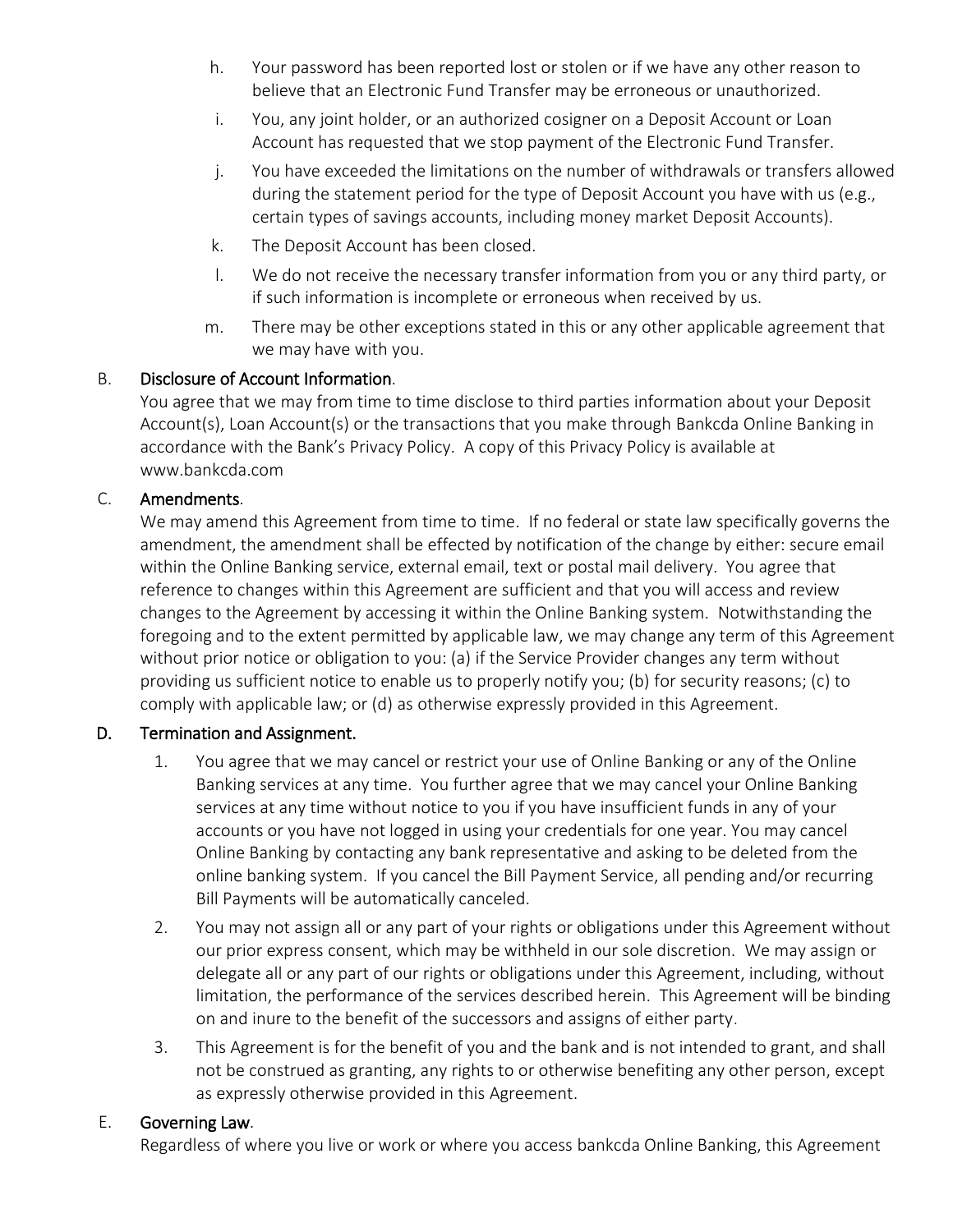h. Your password has been reported lost or stolen or if we have any other reason to believe that an Electronic Fund Transfer may be erroneous or unauthorized.

i. You, any joint holder, or an authorized cosigner on a Deposit Account or Loan Account has requested that we stop payment of the Electronic Fund Transfer.

j. You have exceeded the limitations on the number of withdrawals or transfers allowed during the statement period for the type of Deposit Account you have with us (e.g., certain types of savings accounts, including money market Deposit Accounts).

k. The Deposit Account has been closed.

l. We do not receive the necessary transfer information from you or any third party, or if such information is incomplete or erroneous when received by us.

m. There may be other exceptions stated in this or any other applicable agreement that we may have with you.

B. **Disclosure of Account Information**.

You agree that we may from time to time disclose to third parties information about your Deposit Account(s), Loan Account(s) or the transactions that you make through Bankcda Online Banking in accordance with the Bank's Privacy Policy. A copy of this Privacy Policy is available at www.bankcda.com

C. **Amendments**.

We may amend this Agreement from time to time. If no federal or state law specifically governs the amendment, the amendment shall be effected by notification of the change by either: secure email within the Online Banking service, external email, text or postal mail delivery. You agree that reference to changes within this Agreement are sufficient and that you will access and review changes to the Agreement by accessing it within the Online Banking system. Notwithstanding the foregoing and to the extent permitted by applicable law, we may change any term of this Agreement without prior notice or obligation to you: (a) if the Service Provider changes any term without providing us sufficient notice to enable us to properly notify you; (b) for security reasons; (c) to comply with applicable law; or (d) as otherwise expressly provided in this Agreement.

D. **Termination and Assignment.**

1. You agree that we may cancel or restrict your use of Online Banking or any of the Online Banking services at any time. You further agree that we may cancel your Online Banking services at any time without notice to you if you have insufficient funds in any of your accounts or you have not logged in using your credentials for one year. You may cancel Online Banking by contacting any bank representative and asking to be deleted from the online banking system. If you cancel the Bill Payment Service, all pending and/or recurring Bill Payments will be automatically canceled.

2. You may not assign all or any part of your rights or obligations under this Agreement without our prior express consent, which may be withheld in our sole discretion. We may assign or delegate all or any part of our rights or obligations under this Agreement, including, without limitation, the performance of the services described herein. This Agreement will be binding on and inure to the benefit of the successors and assigns of either party.

3. This Agreement is for the benefit of you and the bank and is not intended to grant, and shall not be construed as granting, any rights to or otherwise benefiting any other person, except as expressly otherwise provided in this Agreement.

E. **Governing Law**.

Regardless of where you live or work or where you access bankcda Online Banking, this Agreement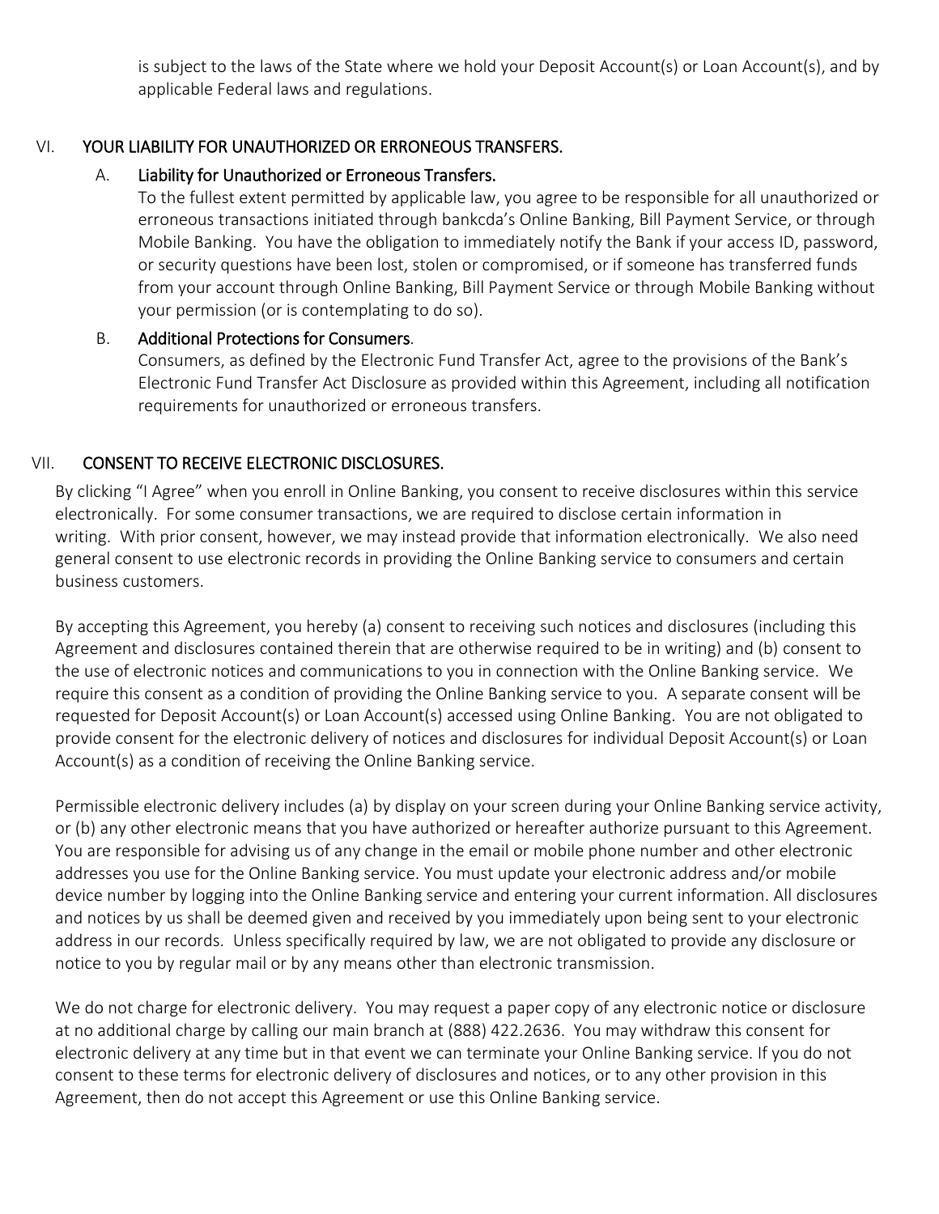is subject to the laws of the State where we hold your Deposit Account(s) or Loan Account(s), and by applicable Federal laws and regulations.

## VI. YOUR LIABILITY FOR UNAUTHORIZED OR ERRONEOUS TRANSFERS.

### A. Liability for Unauthorized or Erroneous Transfers.

To the fullest extent permitted by applicable law, you agree to be responsible for all unauthorized or erroneous transactions initiated through bankcda's Online Banking, Bill Payment Service, or through Mobile Banking. You have the obligation to immediately notify the Bank if your access ID, password, or security questions have been lost, stolen or compromised, or if someone has transferred funds from your account through Online Banking, Bill Payment Service or through Mobile Banking without your permission (or is contemplating to do so).

### B. Additional Protections for Consumers.

Consumers, as defined by the Electronic Fund Transfer Act, agree to the provisions of the Bank's Electronic Fund Transfer Act Disclosure as provided within this Agreement, including all notification requirements for unauthorized or erroneous transfers.

## VII. CONSENT TO RECEIVE ELECTRONIC DISCLOSURES.

By clicking "I Agree" when you enroll in Online Banking, you consent to receive disclosures within this service electronically. For some consumer transactions, we are required to disclose certain information in writing. With prior consent, however, we may instead provide that information electronically. We also need general consent to use electronic records in providing the Online Banking service to consumers and certain business customers.

By accepting this Agreement, you hereby (a) consent to receiving such notices and disclosures (including this Agreement and disclosures contained therein that are otherwise required to be in writing) and (b) consent to the use of electronic notices and communications to you in connection with the Online Banking service. We require this consent as a condition of providing the Online Banking service to you. A separate consent will be requested for Deposit Account(s) or Loan Account(s) accessed using Online Banking. You are not obligated to provide consent for the electronic delivery of notices and disclosures for individual Deposit Account(s) or Loan Account(s) as a condition of receiving the Online Banking service.

Permissible electronic delivery includes (a) by display on your screen during your Online Banking service activity, or (b) any other electronic means that you have authorized or hereafter authorize pursuant to this Agreement. You are responsible for advising us of any change in the email or mobile phone number and other electronic addresses you use for the Online Banking service. You must update your electronic address and/or mobile device number by logging into the Online Banking service and entering your current information. All disclosures and notices by us shall be deemed given and received by you immediately upon being sent to your electronic address in our records. Unless specifically required by law, we are not obligated to provide any disclosure or notice to you by regular mail or by any means other than electronic transmission.

We do not charge for electronic delivery. You may request a paper copy of any electronic notice or disclosure at no additional charge by calling our main branch at (888) 422.2636. You may withdraw this consent for electronic delivery at any time but in that event we can terminate your Online Banking service. If you do not consent to these terms for electronic delivery of disclosures and notices, or to any other provision in this Agreement, then do not accept this Agreement or use this Online Banking service.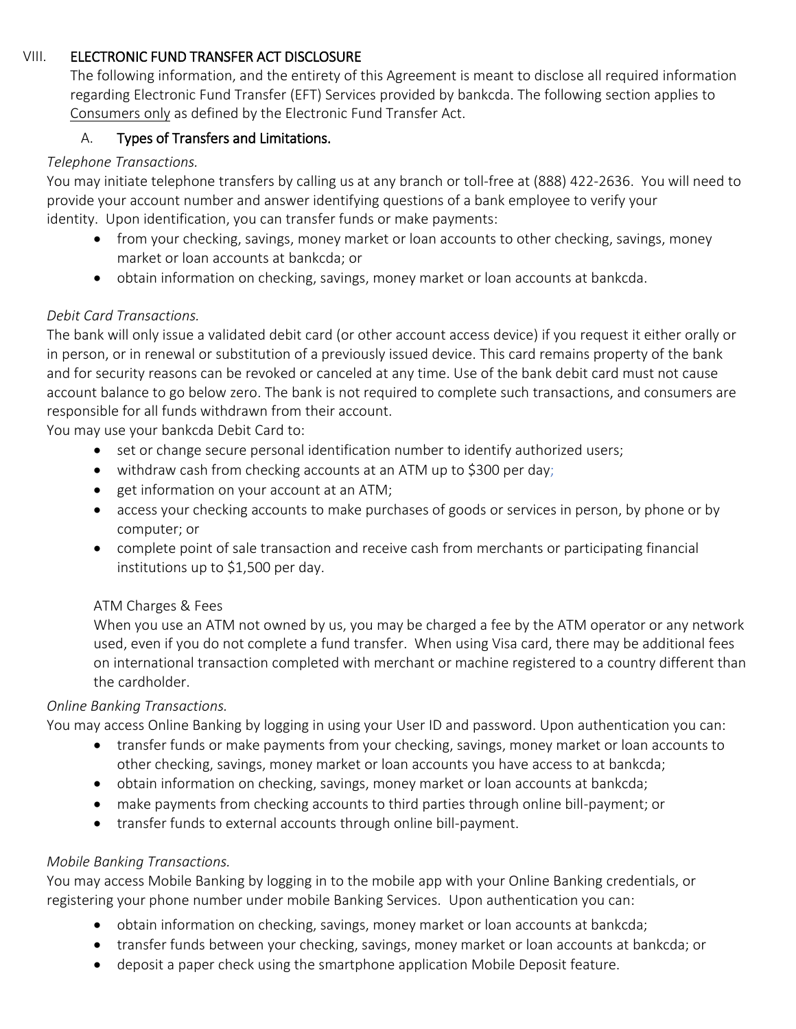## VIII. ELECTRONIC FUND TRANSFER ACT DISCLOSURE

The following information, and the entirety of this Agreement is meant to disclose all required information regarding Electronic Fund Transfer (EFT) Services provided by bankcda. The following section applies to Consumers only as defined by the Electronic Fund Transfer Act.

### A. Types of Transfers and Limitations.

*Telephone Transactions.*

You may initiate telephone transfers by calling us at any branch or toll-free at (888) 422-2636. You will need to provide your account number and answer identifying questions of a bank employee to verify your identity. Upon identification, you can transfer funds or make payments:

- from your checking, savings, money market or loan accounts to other checking, savings, money market or loan accounts at bankcda; or
- obtain information on checking, savings, money market or loan accounts at bankcda.

*Debit Card Transactions.*

The bank will only issue a validated debit card (or other account access device) if you request it either orally or in person, or in renewal or substitution of a previously issued device. This card remains property of the bank and for security reasons can be revoked or canceled at any time. Use of the bank debit card must not cause account balance to go below zero. The bank is not required to complete such transactions, and consumers are responsible for all funds withdrawn from their account.

You may use your bankcda Debit Card to:

- set or change secure personal identification number to identify authorized users;
- withdraw cash from checking accounts at an ATM up to $300 per day;
- get information on your account at an ATM;
- access your checking accounts to make purchases of goods or services in person, by phone or by computer; or
- complete point of sale transaction and receive cash from merchants or participating financial institutions up to $1,500 per day.

ATM Charges & Fees

When you use an ATM not owned by us, you may be charged a fee by the ATM operator or any network used, even if you do not complete a fund transfer. When using Visa card, there may be additional fees on international transaction completed with merchant or machine registered to a country different than the cardholder.

*Online Banking Transactions.*

You may access Online Banking by logging in using your User ID and password. Upon authentication you can:

- transfer funds or make payments from your checking, savings, money market or loan accounts to other checking, savings, money market or loan accounts you have access to at bankcda;
- obtain information on checking, savings, money market or loan accounts at bankcda;
- make payments from checking accounts to third parties through online bill-payment; or
- transfer funds to external accounts through online bill-payment.

*Mobile Banking Transactions.*

You may access Mobile Banking by logging in to the mobile app with your Online Banking credentials, or registering your phone number under mobile Banking Services. Upon authentication you can:

- obtain information on checking, savings, money market or loan accounts at bankcda;
- transfer funds between your checking, savings, money market or loan accounts at bankcda; or
- deposit a paper check using the smartphone application Mobile Deposit feature.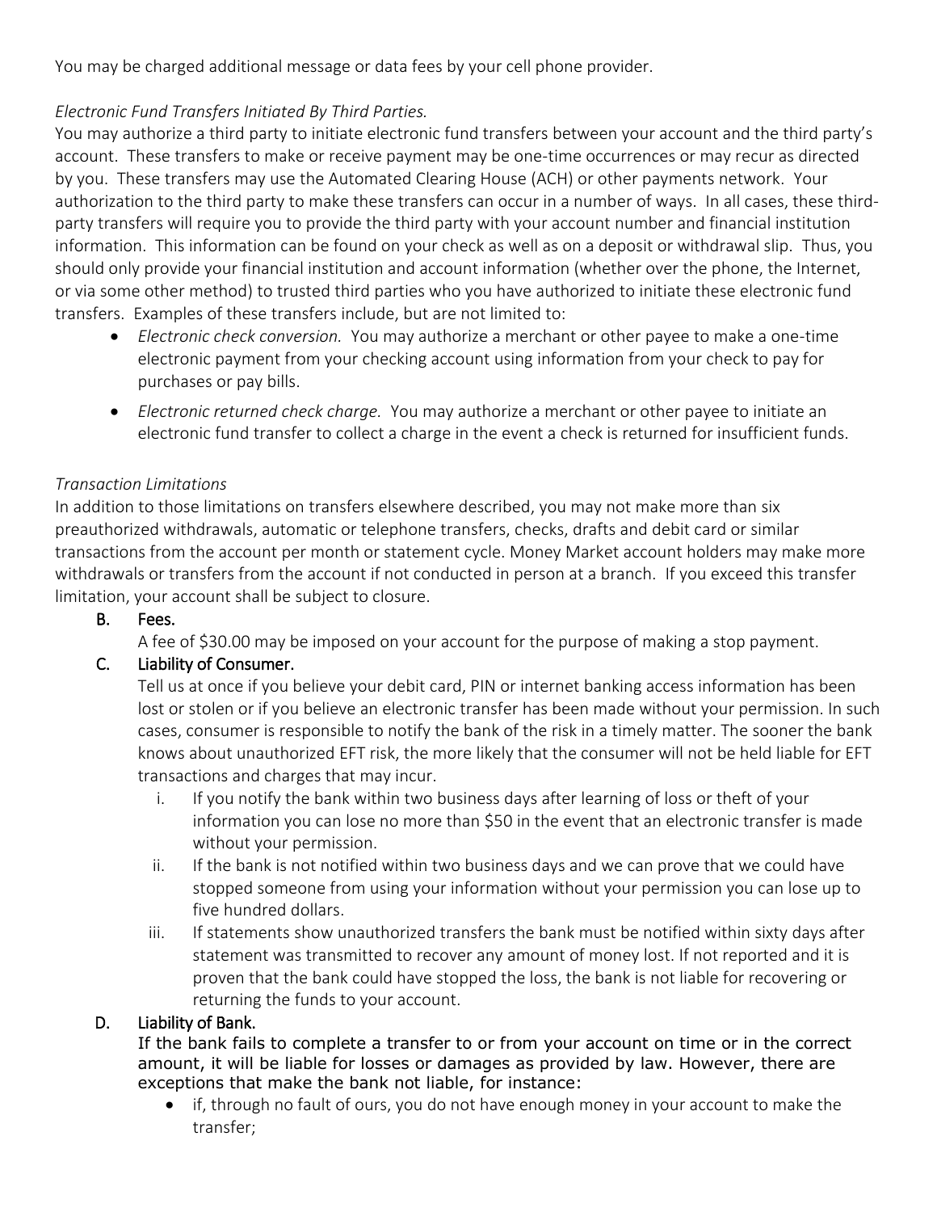You may be charged additional message or data fees by your cell phone provider.

*Electronic Fund Transfers Initiated By Third Parties.*

You may authorize a third party to initiate electronic fund transfers between your account and the third party's account. These transfers to make or receive payment may be one-time occurrences or may recur as directed by you. These transfers may use the Automated Clearing House (ACH) or other payments network. Your authorization to the third party to make these transfers can occur in a number of ways. In all cases, these third-party transfers will require you to provide the third party with your account number and financial institution information. This information can be found on your check as well as on a deposit or withdrawal slip. Thus, you should only provide your financial institution and account information (whether over the phone, the Internet, or via some other method) to trusted third parties who you have authorized to initiate these electronic fund transfers. Examples of these transfers include, but are not limited to:

- *Electronic check conversion.* You may authorize a merchant or other payee to make a one-time electronic payment from your checking account using information from your check to pay for purchases or pay bills.
- *Electronic returned check charge.* You may authorize a merchant or other payee to initiate an electronic fund transfer to collect a charge in the event a check is returned for insufficient funds.

*Transaction Limitations*

In addition to those limitations on transfers elsewhere described, you may not make more than six preauthorized withdrawals, automatic or telephone transfers, checks, drafts and debit card or similar transactions from the account per month or statement cycle. Money Market account holders may make more withdrawals or transfers from the account if not conducted in person at a branch. If you exceed this transfer limitation, your account shall be subject to closure.

B. **Fees.**

A fee of $30.00 may be imposed on your account for the purpose of making a stop payment.

C. **Liability of Consumer.**

Tell us at once if you believe your debit card, PIN or internet banking access information has been lost or stolen or if you believe an electronic transfer has been made without your permission. In such cases, consumer is responsible to notify the bank of the risk in a timely matter. The sooner the bank knows about unauthorized EFT risk, the more likely that the consumer will not be held liable for EFT transactions and charges that may incur.

i. If you notify the bank within two business days after learning of loss or theft of your information you can lose no more than $50 in the event that an electronic transfer is made without your permission.

ii. If the bank is not notified within two business days and we can prove that we could have stopped someone from using your information without your permission you can lose up to five hundred dollars.

iii. If statements show unauthorized transfers the bank must be notified within sixty days after statement was transmitted to recover any amount of money lost. If not reported and it is proven that the bank could have stopped the loss, the bank is not liable for recovering or returning the funds to your account.

D. **Liability of Bank.**

If the bank fails to complete a transfer to or from your account on time or in the correct amount, it will be liable for losses or damages as provided by law. However, there are exceptions that make the bank not liable, for instance:

- if, through no fault of ours, you do not have enough money in your account to make the transfer;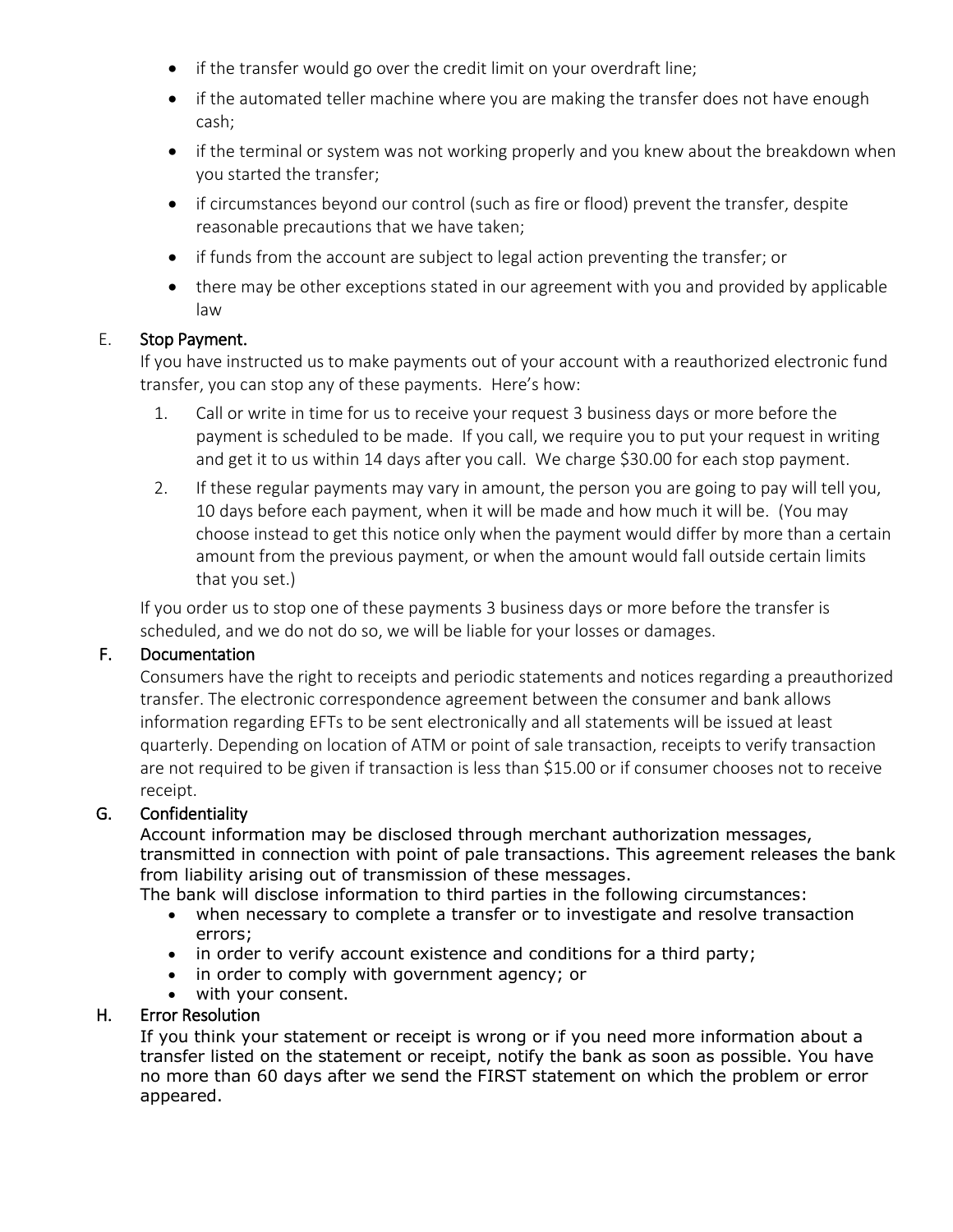- if the transfer would go over the credit limit on your overdraft line;
- if the automated teller machine where you are making the transfer does not have enough cash;
- if the terminal or system was not working properly and you knew about the breakdown when you started the transfer;
- if circumstances beyond our control (such as fire or flood) prevent the transfer, despite reasonable precautions that we have taken;
- if funds from the account are subject to legal action preventing the transfer; or
- there may be other exceptions stated in our agreement with you and provided by applicable law

E. **Stop Payment.**

If you have instructed us to make payments out of your account with a reauthorized electronic fund transfer, you can stop any of these payments. Here's how:

1. Call or write in time for us to receive your request 3 business days or more before the payment is scheduled to be made. If you call, we require you to put your request in writing and get it to us within 14 days after you call. We charge $30.00 for each stop payment.
2. If these regular payments may vary in amount, the person you are going to pay will tell you, 10 days before each payment, when it will be made and how much it will be. (You may choose instead to get this notice only when the payment would differ by more than a certain amount from the previous payment, or when the amount would fall outside certain limits that you set.)

If you order us to stop one of these payments 3 business days or more before the transfer is scheduled, and we do not do so, we will be liable for your losses or damages.

F. **Documentation**

Consumers have the right to receipts and periodic statements and notices regarding a preauthorized transfer. The electronic correspondence agreement between the consumer and bank allows information regarding EFTs to be sent electronically and all statements will be issued at least quarterly. Depending on location of ATM or point of sale transaction, receipts to verify transaction are not required to be given if transaction is less than $15.00 or if consumer chooses not to receive receipt.

G. **Confidentiality**

Account information may be disclosed through merchant authorization messages, transmitted in connection with point of pale transactions. This agreement releases the bank from liability arising out of transmission of these messages.

The bank will disclose information to third parties in the following circumstances:

- when necessary to complete a transfer or to investigate and resolve transaction errors;
- in order to verify account existence and conditions for a third party;
- in order to comply with government agency; or
- with your consent.

H. **Error Resolution**

If you think your statement or receipt is wrong or if you need more information about a transfer listed on the statement or receipt, notify the bank as soon as possible. You have no more than 60 days after we send the FIRST statement on which the problem or error appeared.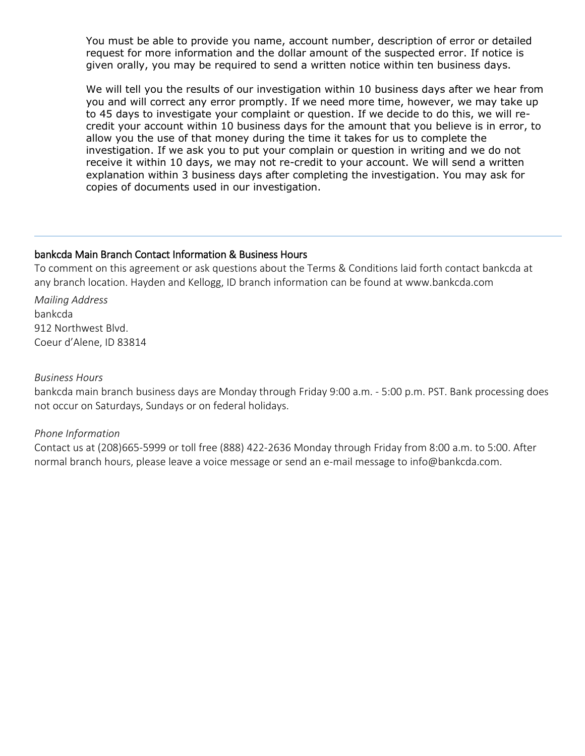You must be able to provide you name, account number, description of error or detailed request for more information and the dollar amount of the suspected error. If notice is given orally, you may be required to send a written notice within ten business days.

We will tell you the results of our investigation within 10 business days after we hear from you and will correct any error promptly. If we need more time, however, we may take up to 45 days to investigate your complaint or question. If we decide to do this, we will re-credit your account within 10 business days for the amount that you believe is in error, to allow you the use of that money during the time it takes for us to complete the investigation. If we ask you to put your complain or question in writing and we do not receive it within 10 days, we may not re-credit to your account. We will send a written explanation within 3 business days after completing the investigation. You may ask for copies of documents used in our investigation.

---

## bankcda Main Branch Contact Information & Business Hours

To comment on this agreement or ask questions about the Terms & Conditions laid forth contact bankcda at any branch location. Hayden and Kellogg, ID branch information can be found at www.bankcda.com

*Mailing Address*
bankcda
912 Northwest Blvd.
Coeur d'Alene, ID 83814

*Business Hours*
bankcda main branch business days are Monday through Friday 9:00 a.m. - 5:00 p.m. PST. Bank processing does not occur on Saturdays, Sundays or on federal holidays.

*Phone Information*
Contact us at (208)665-5999 or toll free (888) 422-2636 Monday through Friday from 8:00 a.m. to 5:00. After normal branch hours, please leave a voice message or send an e-mail message to info@bankcda.com.